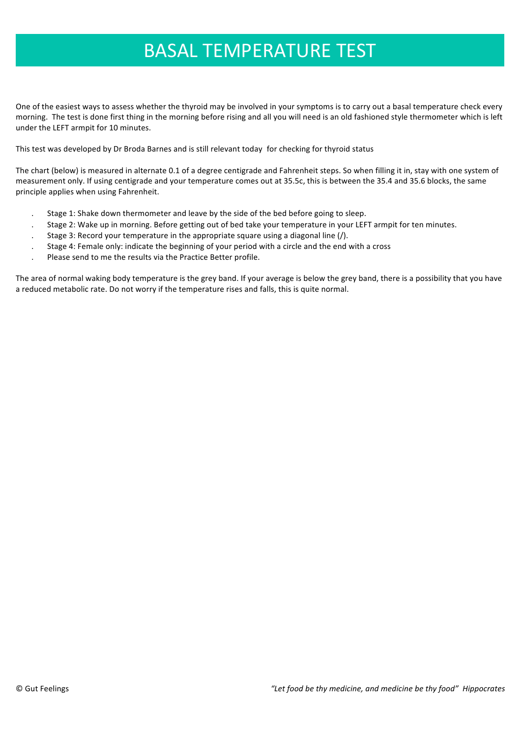# BASAL TEMPERATURE TEST

One of the easiest ways to assess whether the thyroid may be involved in your symptoms is to carry out a basal temperature check every morning. The test is done first thing in the morning before rising and all you will need is an old fashioned style thermometer which is left under the LEFT armpit for 10 minutes.

This test was developed by Dr Broda Barnes and is still relevant today for checking for thyroid status

The chart (below) is measured in alternate 0.1 of a degree centigrade and Fahrenheit steps. So when filling it in, stay with one system of measurement only. If using centigrade and your temperature comes out at 35.5c, this is between the 35.4 and 35.6 blocks, the same principle applies when using Fahrenheit.

- Stage 1: Shake down thermometer and leave by the side of the bed before going to sleep.
- Stage 2: Wake up in morning. Before getting out of bed take your temperature in your LEFT armpit for ten minutes.
- Stage 3: Record your temperature in the appropriate square using a diagonal line (/).
- Stage 4: Female only: indicate the beginning of your period with a circle and the end with a cross
- Please send to me the results via the Practice Better profile.

The area of normal waking body temperature is the grey band. If your average is below the grey band, there is a possibility that you have a reduced metabolic rate. Do not worry if the temperature rises and falls, this is quite normal.

© Gut Feelings *"Let food be thy medicine, and medicine be thy food" Hippocrates*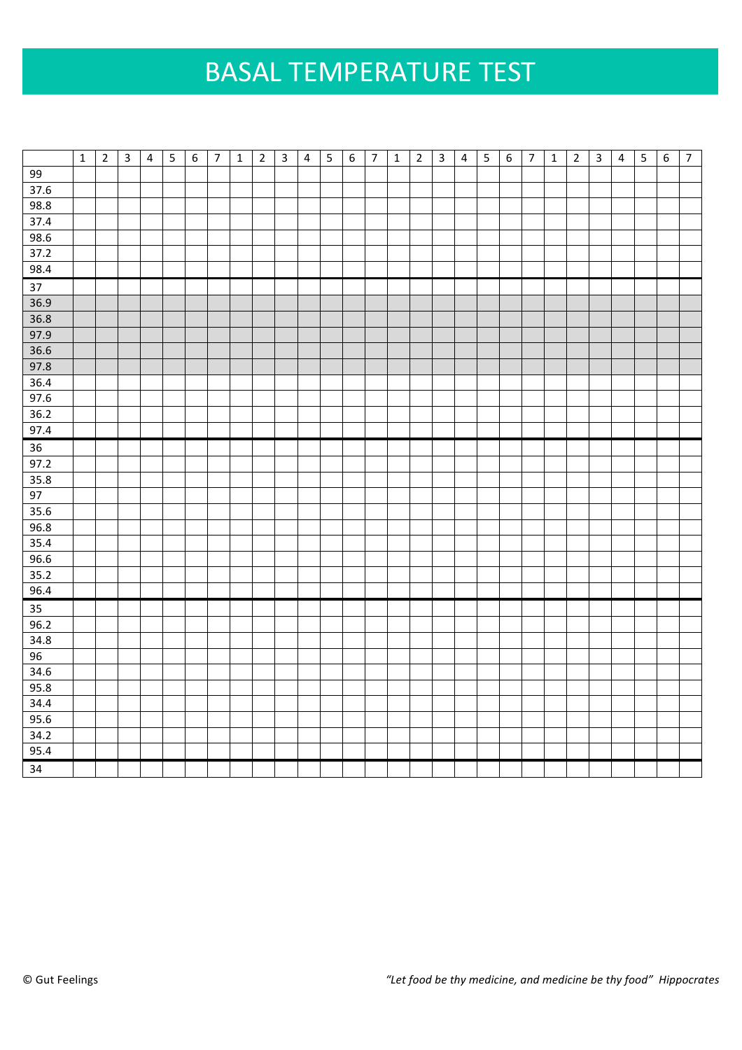# BASAL TEMPERATURE TEST

| | 1 | 2 | 3 | 4 | 5 | 6 | 7 | 1 | 2 | 3 | 4 | 5 | 6 | 7 | 1 | 2 | 3 | 4 | 5 | 6 | 7 | 1 | 2 | 3 | 4 | 5 | 6 | 7 |
|---|---|---|---|---|---|---|---|---|---|---|---|---|---|---|---|---|---|---|---|---|---|---|---|---|---|---|---|---|
| 99 | | | | | | | | | | | | | | | | | | | | | | | | | | | | |
| 37.6 | | | | | | | | | | | | | | | | | | | | | | | | | | | | |
| 98.8 | | | | | | | | | | | | | | | | | | | | | | | | | | | | |
| 37.4 | | | | | | | | | | | | | | | | | | | | | | | | | | | | |
| 98.6 | | | | | | | | | | | | | | | | | | | | | | | | | | | | |
| 37.2 | | | | | | | | | | | | | | | | | | | | | | | | | | | | |
| 98.4 | | | | | | | | | | | | | | | | | | | | | | | | | | | | |
| 37 | | | | | | | | | | | | | | | | | | | | | | | | | | | | |
| 36.9 | | | | | | | | | | | | | | | | | | | | | | | | | | | | |
| 36.8 | | | | | | | | | | | | | | | | | | | | | | | | | | | | |
| 97.9 | | | | | | | | | | | | | | | | | | | | | | | | | | | | |
| 36.6 | | | | | | | | | | | | | | | | | | | | | | | | | | | | |
| 97.8 | | | | | | | | | | | | | | | | | | | | | | | | | | | | |
| 36.4 | | | | | | | | | | | | | | | | | | | | | | | | | | | | |
| 97.6 | | | | | | | | | | | | | | | | | | | | | | | | | | | | |
| 36.2 | | | | | | | | | | | | | | | | | | | | | | | | | | | | |
| 97.4 | | | | | | | | | | | | | | | | | | | | | | | | | | | | |
| 36 | | | | | | | | | | | | | | | | | | | | | | | | | | | | |
| 97.2 | | | | | | | | | | | | | | | | | | | | | | | | | | | | |
| 35.8 | | | | | | | | | | | | | | | | | | | | | | | | | | | | |
| 97 | | | | | | | | | | | | | | | | | | | | | | | | | | | | |
| 35.6 | | | | | | | | | | | | | | | | | | | | | | | | | | | | |
| 96.8 | | | | | | | | | | | | | | | | | | | | | | | | | | | | |
| 35.4 | | | | | | | | | | | | | | | | | | | | | | | | | | | | |
| 96.6 | | | | | | | | | | | | | | | | | | | | | | | | | | | | |
| 35.2 | | | | | | | | | | | | | | | | | | | | | | | | | | | | |
| 96.4 | | | | | | | | | | | | | | | | | | | | | | | | | | | | |
| 35 | | | | | | | | | | | | | | | | | | | | | | | | | | | | |
| 96.2 | | | | | | | | | | | | | | | | | | | | | | | | | | | | |
| 34.8 | | | | | | | | | | | | | | | | | | | | | | | | | | | | |
| 96 | | | | | | | | | | | | | | | | | | | | | | | | | | | | |
| 34.6 | | | | | | | | | | | | | | | | | | | | | | | | | | | | |
| 95.8 | | | | | | | | | | | | | | | | | | | | | | | | | | | | |
| 34.4 | | | | | | | | | | | | | | | | | | | | | | | | | | | | |
| 95.6 | | | | | | | | | | | | | | | | | | | | | | | | | | | | |
| 34.2 | | | | | | | | | | | | | | | | | | | | | | | | | | | | |
| 95.4 | | | | | | | | | | | | | | | | | | | | | | | | | | | | |
| 34 | | | | | | | | | | | | | | | | | | | | | | | | | | | | |

© Gut Feelings

*"Let food be thy medicine, and medicine be thy food" Hippocrates*